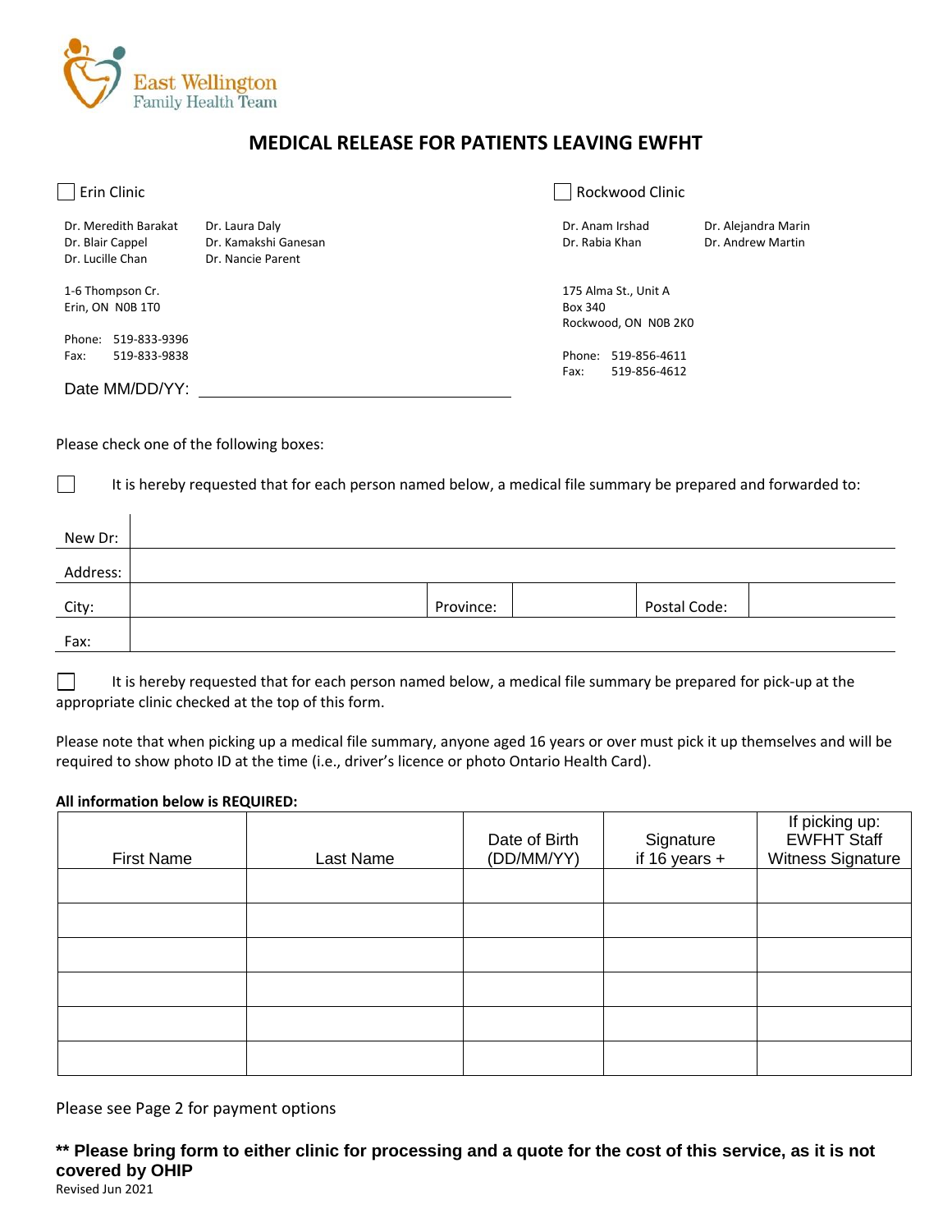East Wellington
Family Health Team

# MEDICAL RELEASE FOR PATIENTS LEAVING EWFHT

☐ Erin Clinic

Dr. Meredith Barakat
Dr. Blair Cappel
Dr. Lucille Chan
Dr. Laura Daly
Dr. Kamakshi Ganesan
Dr. Nancie Parent

1-6 Thompson Cr.
Erin, ON N0B 1T0

Phone: 519-833-9396
Fax: 519-833-9838

☐ Rockwood Clinic

Dr. Anam Irshad
Dr. Rabia Khan
Dr. Alejandra Marin
Dr. Andrew Martin

175 Alma St., Unit A
Box 340
Rockwood, ON N0B 2K0

Phone: 519-856-4611
Fax: 519-856-4612

Date MM/DD/YY: ______________________________

Please check one of the following boxes:

☐ It is hereby requested that for each person named below, a medical file summary be prepared and forwarded to:

| New Dr: | | | | | |
|---|---|---|---|---|---|
| Address: | | | | | |
| City: | | Province: | | Postal Code: | |
| Fax: | | | | | |

☐ It is hereby requested that for each person named below, a medical file summary be prepared for pick-up at the appropriate clinic checked at the top of this form.

Please note that when picking up a medical file summary, anyone aged 16 years or over must pick it up themselves and will be required to show photo ID at the time (i.e., driver's licence or photo Ontario Health Card).

**All information below is REQUIRED:**

| First Name | Last Name | Date of Birth (DD/MM/YY) | Signature if 16 years + | If picking up: EWFHT Staff Witness Signature |
|---|---|---|---|---|
| | | | | |
| | | | | |
| | | | | |
| | | | | |
| | | | | |
| | | | | |

Please see Page 2 for payment options

**\*\* Please bring form to either clinic for processing and a quote for the cost of this service, as it is not covered by OHIP**

Revised Jun 2021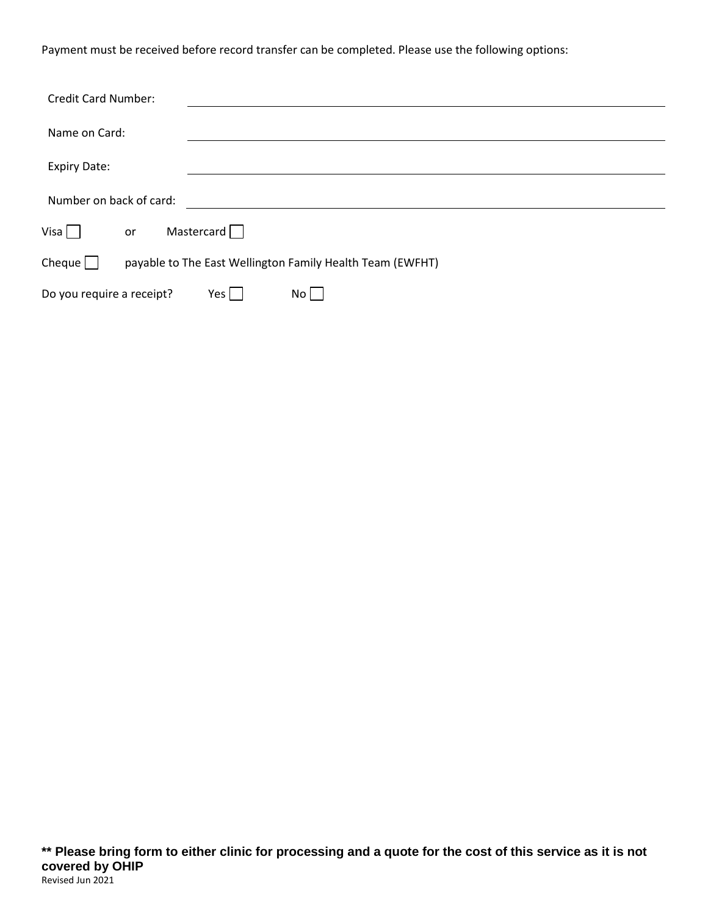Payment must be received before record transfer can be completed. Please use the following options:

Credit Card Number: \_\_\_\_\_\_\_\_\_\_\_\_\_\_\_\_\_\_\_\_\_\_\_\_\_\_\_\_\_\_\_\_\_\_\_\_\_\_\_\_

Name on Card: \_\_\_\_\_\_\_\_\_\_\_\_\_\_\_\_\_\_\_\_\_\_\_\_\_\_\_\_\_\_\_\_\_\_\_\_\_\_\_\_

Expiry Date: \_\_\_\_\_\_\_\_\_\_\_\_\_\_\_\_\_\_\_\_\_\_\_\_\_\_\_\_\_\_\_\_\_\_\_\_\_\_\_\_

Number on back of card: \_\_\_\_\_\_\_\_\_\_\_\_\_\_\_\_\_\_\_\_\_\_\_\_\_\_\_\_\_\_\_\_\_\_\_\_\_\_\_\_

Visa ☐ or Mastercard ☐

Cheque ☐ payable to The East Wellington Family Health Team (EWFHT)

Do you require a receipt? Yes ☐ No ☐

**** Please bring form to either clinic for processing and a quote for the cost of this service as it is not covered by OHIP**

Revised Jun 2021